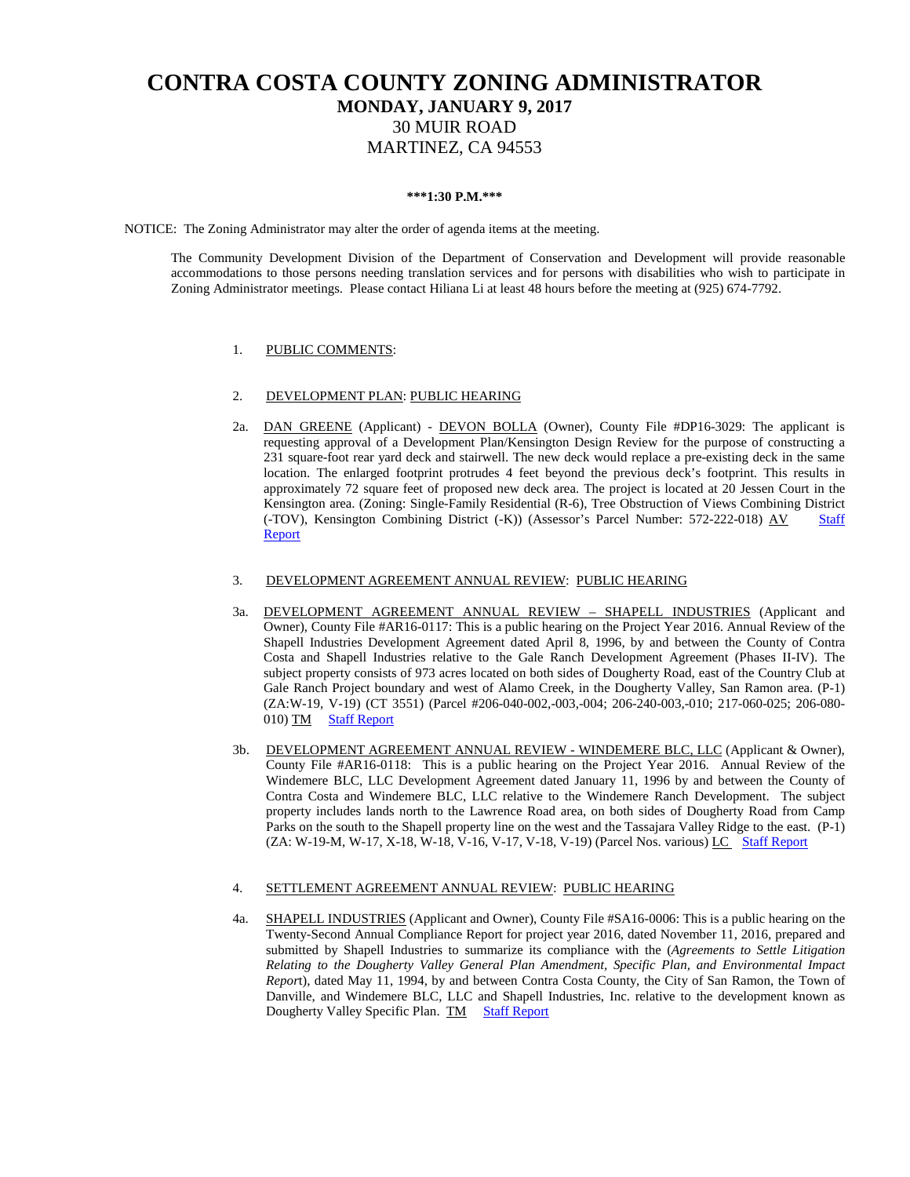# CONTRA COSTA COUNTY ZONING ADMINISTRATOR

## MONDAY, JANUARY 9, 2017

30 MUIR ROAD
MARTINEZ, CA 94553

**\*\*\*1:30 P.M.\*\*\***

NOTICE: The Zoning Administrator may alter the order of agenda items at the meeting.

The Community Development Division of the Department of Conservation and Development will provide reasonable accommodations to those persons needing translation services and for persons with disabilities who wish to participate in Zoning Administrator meetings. Please contact Hiliana Li at least 48 hours before the meeting at (925) 674-7792.

1. PUBLIC COMMENTS:

2. DEVELOPMENT PLAN: PUBLIC HEARING

2a. DAN GREENE (Applicant) - DEVON BOLLA (Owner), County File #DP16-3029: The applicant is requesting approval of a Development Plan/Kensington Design Review for the purpose of constructing a 231 square-foot rear yard deck and stairwell. The new deck would replace a pre-existing deck in the same location. The enlarged footprint protrudes 4 feet beyond the previous deck's footprint. This results in approximately 72 square feet of proposed new deck area. The project is located at 20 Jessen Court in the Kensington area. (Zoning: Single-Family Residential (R-6), Tree Obstruction of Views Combining District (-TOV), Kensington Combining District (-K)) (Assessor's Parcel Number: 572-222-018) AV Staff Report

3. DEVELOPMENT AGREEMENT ANNUAL REVIEW: PUBLIC HEARING

3a. DEVELOPMENT AGREEMENT ANNUAL REVIEW – SHAPELL INDUSTRIES (Applicant and Owner), County File #AR16-0117: This is a public hearing on the Project Year 2016. Annual Review of the Shapell Industries Development Agreement dated April 8, 1996, by and between the County of Contra Costa and Shapell Industries relative to the Gale Ranch Development Agreement (Phases II-IV). The subject property consists of 973 acres located on both sides of Dougherty Road, east of the Country Club at Gale Ranch Project boundary and west of Alamo Creek, in the Dougherty Valley, San Ramon area. (P-1) (ZA:W-19, V-19) (CT 3551) (Parcel #206-040-002,-003,-004; 206-240-003,-010; 217-060-025; 206-080-010) TM Staff Report

3b. DEVELOPMENT AGREEMENT ANNUAL REVIEW - WINDEMERE BLC, LLC (Applicant & Owner), County File #AR16-0118: This is a public hearing on the Project Year 2016. Annual Review of the Windemere BLC, LLC Development Agreement dated January 11, 1996 by and between the County of Contra Costa and Windemere BLC, LLC relative to the Windemere Ranch Development. The subject property includes lands north to the Lawrence Road area, on both sides of Dougherty Road from Camp Parks on the south to the Shapell property line on the west and the Tassajara Valley Ridge to the east. (P-1) (ZA: W-19-M, W-17, X-18, W-18, V-16, V-17, V-18, V-19) (Parcel Nos. various) LC Staff Report

4. SETTLEMENT AGREEMENT ANNUAL REVIEW: PUBLIC HEARING

4a. SHAPELL INDUSTRIES (Applicant and Owner), County File #SA16-0006: This is a public hearing on the Twenty-Second Annual Compliance Report for project year 2016, dated November 11, 2016, prepared and submitted by Shapell Industries to summarize its compliance with the (*Agreements to Settle Litigation Relating to the Dougherty Valley General Plan Amendment, Specific Plan, and Environmental Impact Report*), dated May 11, 1994, by and between Contra Costa County, the City of San Ramon, the Town of Danville, and Windemere BLC, LLC and Shapell Industries, Inc. relative to the development known as Dougherty Valley Specific Plan. TM Staff Report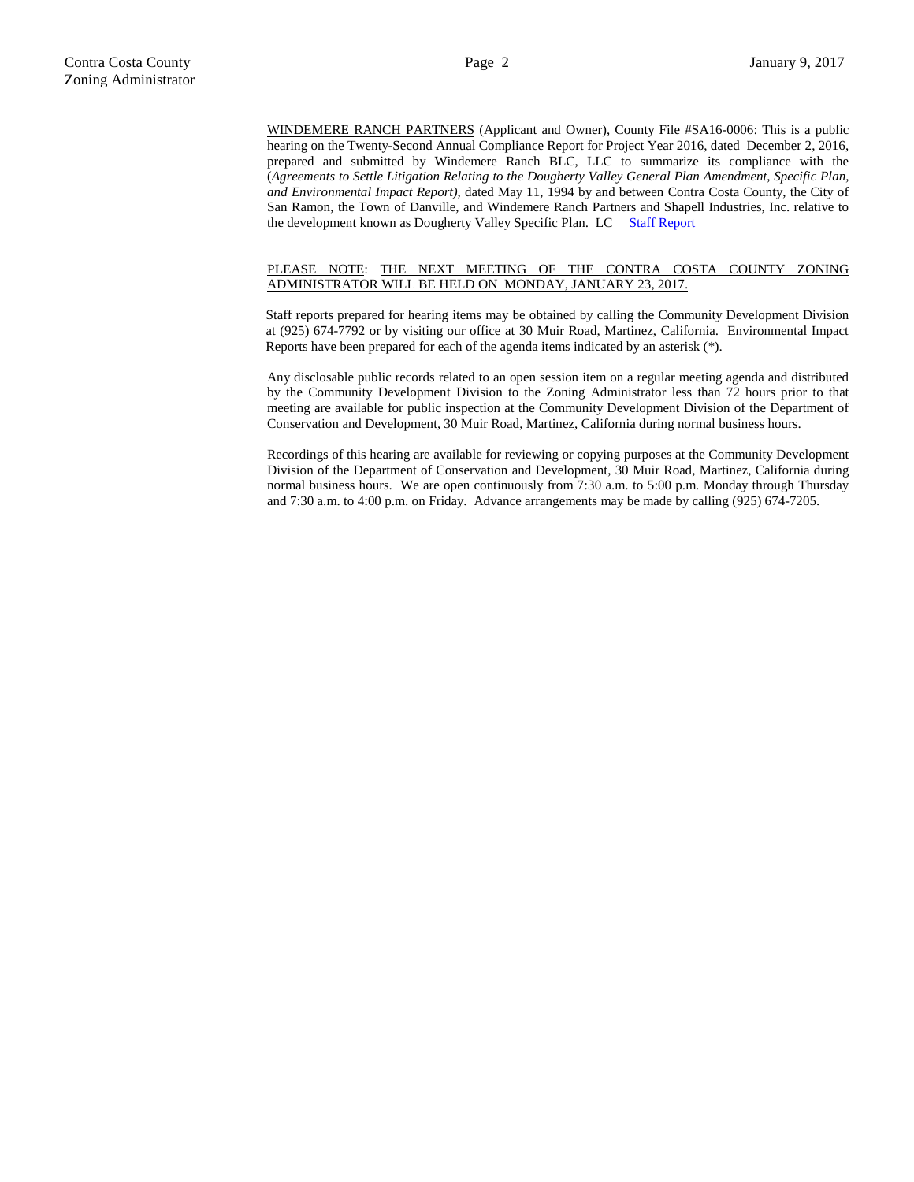WINDEMERE RANCH PARTNERS (Applicant and Owner), County File #SA16-0006: This is a public hearing on the Twenty-Second Annual Compliance Report for Project Year 2016, dated December 2, 2016, prepared and submitted by Windemere Ranch BLC, LLC to summarize its compliance with the (*Agreements to Settle Litigation Relating to the Dougherty Valley General Plan Amendment, Specific Plan, and Environmental Impact Report)*, dated May 11, 1994 by and between Contra Costa County, the City of San Ramon, the Town of Danville, and Windemere Ranch Partners and Shapell Industries, Inc. relative to the development known as Dougherty Valley Specific Plan. LC Staff Report

PLEASE NOTE: THE NEXT MEETING OF THE CONTRA COSTA COUNTY ZONING ADMINISTRATOR WILL BE HELD ON MONDAY, JANUARY 23, 2017.

Staff reports prepared for hearing items may be obtained by calling the Community Development Division at (925) 674-7792 or by visiting our office at 30 Muir Road, Martinez, California. Environmental Impact Reports have been prepared for each of the agenda items indicated by an asterisk (*).

Any disclosable public records related to an open session item on a regular meeting agenda and distributed by the Community Development Division to the Zoning Administrator less than 72 hours prior to that meeting are available for public inspection at the Community Development Division of the Department of Conservation and Development, 30 Muir Road, Martinez, California during normal business hours.

Recordings of this hearing are available for reviewing or copying purposes at the Community Development Division of the Department of Conservation and Development, 30 Muir Road, Martinez, California during normal business hours. We are open continuously from 7:30 a.m. to 5:00 p.m. Monday through Thursday and 7:30 a.m. to 4:00 p.m. on Friday. Advance arrangements may be made by calling (925) 674-7205.